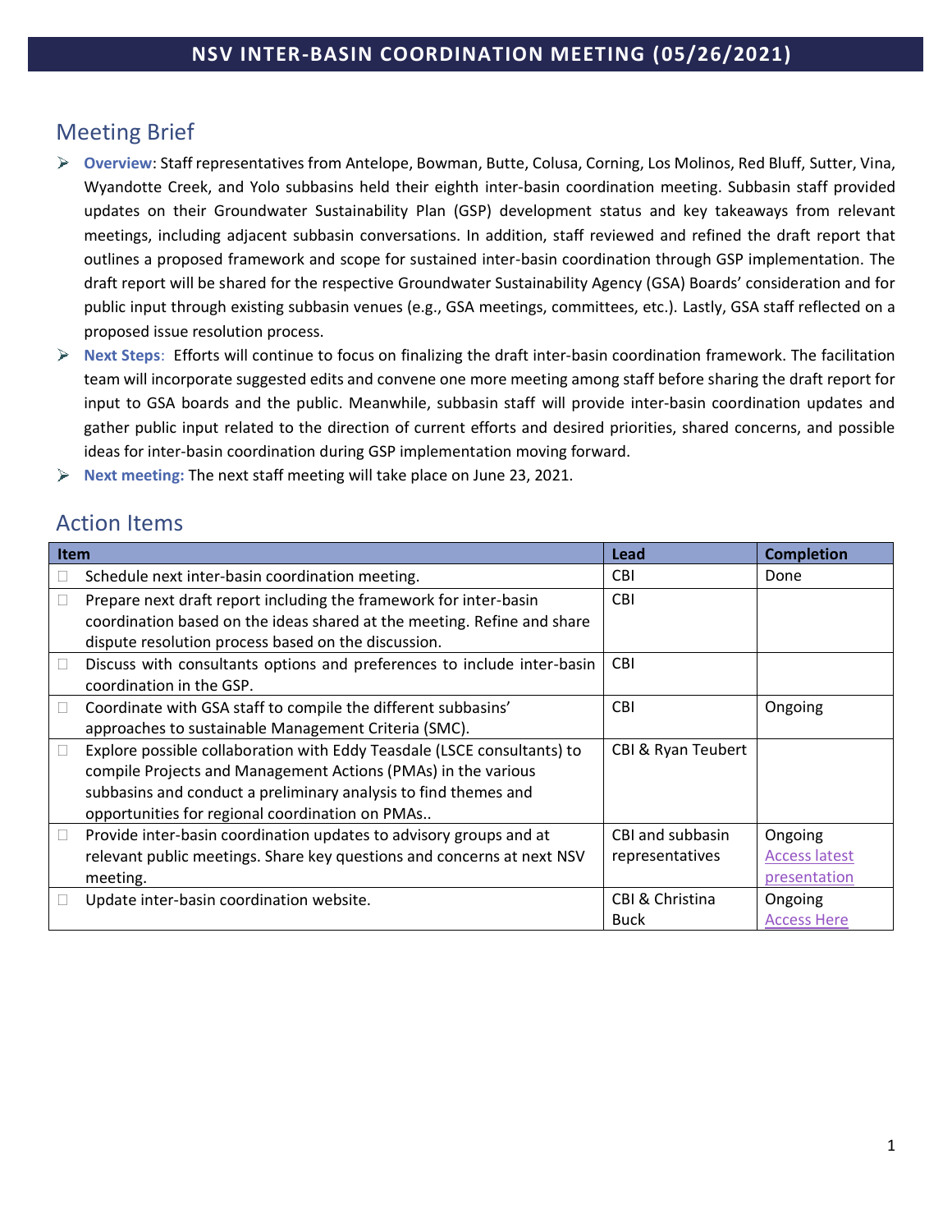# NSV INTER-BASIN COORDINATION MEETING (05/26/2021)

## Meeting Brief

- **Overview**: Staff representatives from Antelope, Bowman, Butte, Colusa, Corning, Los Molinos, Red Bluff, Sutter, Vina, Wyandotte Creek, and Yolo subbasins held their eighth inter-basin coordination meeting. Subbasin staff provided updates on their Groundwater Sustainability Plan (GSP) development status and key takeaways from relevant meetings, including adjacent subbasin conversations. In addition, staff reviewed and refined the draft report that outlines a proposed framework and scope for sustained inter-basin coordination through GSP implementation. The draft report will be shared for the respective Groundwater Sustainability Agency (GSA) Boards' consideration and for public input through existing subbasin venues (e.g., GSA meetings, committees, etc.). Lastly, GSA staff reflected on a proposed issue resolution process.
- **Next Steps**: Efforts will continue to focus on finalizing the draft inter-basin coordination framework. The facilitation team will incorporate suggested edits and convene one more meeting among staff before sharing the draft report for input to GSA boards and the public. Meanwhile, subbasin staff will provide inter-basin coordination updates and gather public input related to the direction of current efforts and desired priorities, shared concerns, and possible ideas for inter-basin coordination during GSP implementation moving forward.
- **Next meeting:** The next staff meeting will take place on June 23, 2021.

## Action Items

| Item | Lead | Completion |
|---|---|---|
| ☐ Schedule next inter-basin coordination meeting. | CBI | Done |
| ☐ Prepare next draft report including the framework for inter-basin coordination based on the ideas shared at the meeting. Refine and share dispute resolution process based on the discussion. | CBI | |
| ☐ Discuss with consultants options and preferences to include inter-basin coordination in the GSP. | CBI | |
| ☐ Coordinate with GSA staff to compile the different subbasins' approaches to sustainable Management Criteria (SMC). | CBI | Ongoing |
| ☐ Explore possible collaboration with Eddy Teasdale (LSCE consultants) to compile Projects and Management Actions (PMAs) in the various subbasins and conduct a preliminary analysis to find themes and opportunities for regional coordination on PMAs.. | CBI & Ryan Teubert | |
| ☐ Provide inter-basin coordination updates to advisory groups and at relevant public meetings. Share key questions and concerns at next NSV meeting. | CBI and subbasin representatives | Ongoing Access latest presentation |
| ☐ Update inter-basin coordination website. | CBI & Christina Buck | Ongoing Access Here |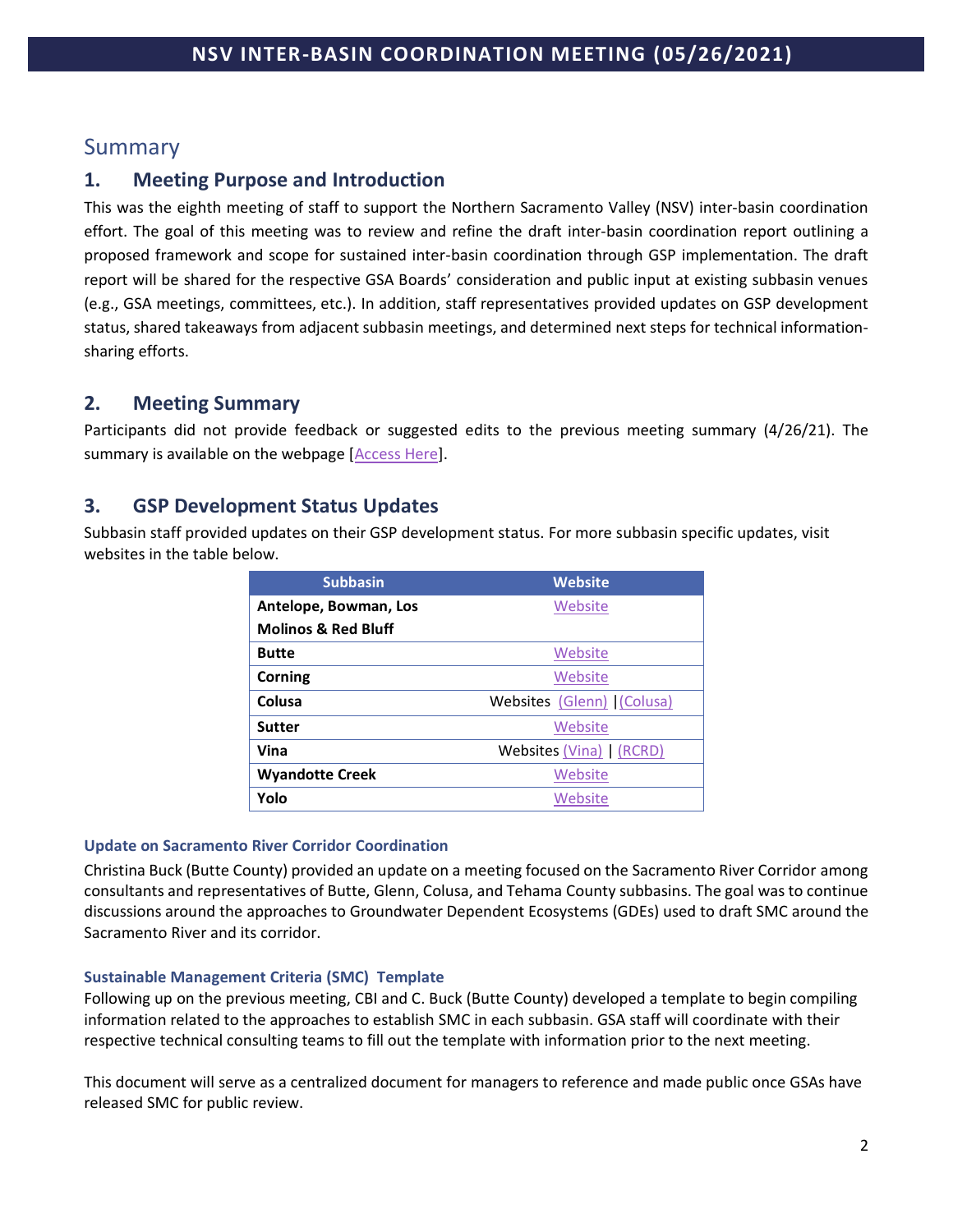# Summary

## 1. Meeting Purpose and Introduction

This was the eighth meeting of staff to support the Northern Sacramento Valley (NSV) inter-basin coordination effort. The goal of this meeting was to review and refine the draft inter-basin coordination report outlining a proposed framework and scope for sustained inter-basin coordination through GSP implementation. The draft report will be shared for the respective GSA Boards' consideration and public input at existing subbasin venues (e.g., GSA meetings, committees, etc.). In addition, staff representatives provided updates on GSP development status, shared takeaways from adjacent subbasin meetings, and determined next steps for technical information-sharing efforts.

## 2. Meeting Summary

Participants did not provide feedback or suggested edits to the previous meeting summary (4/26/21). The summary is available on the webpage [Access Here].

## 3. GSP Development Status Updates

Subbasin staff provided updates on their GSP development status. For more subbasin specific updates, visit websites in the table below.

| Subbasin | Website |
|---|---|
| **Antelope, Bowman, Los Molinos & Red Bluff** | Website |
| **Butte** | Website |
| **Corning** | Website |
| **Colusa** | Websites (Glenn) \|(Colusa) |
| **Sutter** | Website |
| **Vina** | Websites (Vina) \| (RCRD) |
| **Wyandotte Creek** | Website |
| **Yolo** | Website |

### Update on Sacramento River Corridor Coordination

Christina Buck (Butte County) provided an update on a meeting focused on the Sacramento River Corridor among consultants and representatives of Butte, Glenn, Colusa, and Tehama County subbasins. The goal was to continue discussions around the approaches to Groundwater Dependent Ecosystems (GDEs) used to draft SMC around the Sacramento River and its corridor.

### Sustainable Management Criteria (SMC) Template

Following up on the previous meeting, CBI and C. Buck (Butte County) developed a template to begin compiling information related to the approaches to establish SMC in each subbasin. GSA staff will coordinate with their respective technical consulting teams to fill out the template with information prior to the next meeting.

This document will serve as a centralized document for managers to reference and made public once GSAs have released SMC for public review.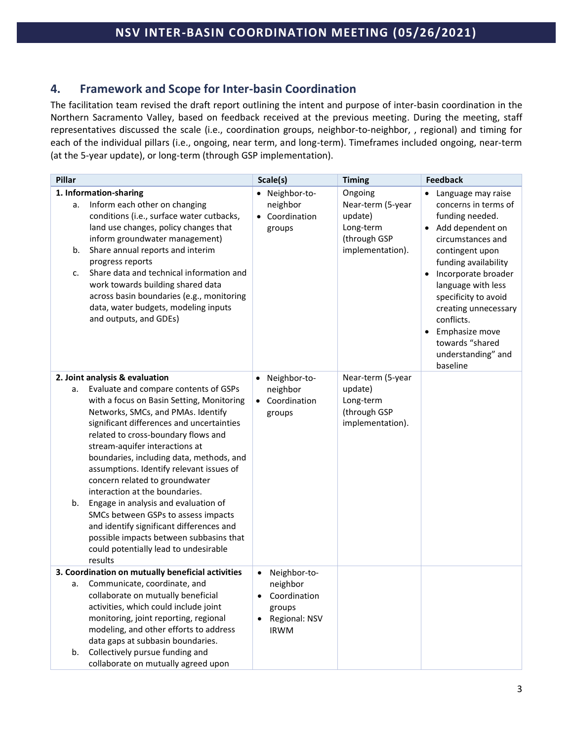## 4. Framework and Scope for Inter-basin Coordination

The facilitation team revised the draft report outlining the intent and purpose of inter-basin coordination in the Northern Sacramento Valley, based on feedback received at the previous meeting. During the meeting, staff representatives discussed the scale (i.e., coordination groups, neighbor-to-neighbor, , regional) and timing for each of the individual pillars (i.e., ongoing, near term, and long-term). Timeframes included ongoing, near-term (at the 5-year update), or long-term (through GSP implementation).

| Pillar | Scale(s) | Timing | Feedback |
|---|---|---|---|
| **1. Information-sharing**<br>a. Inform each other on changing conditions (i.e., surface water cutbacks, land use changes, policy changes that inform groundwater management)<br>b. Share annual reports and interim progress reports<br>c. Share data and technical information and work towards building shared data across basin boundaries (e.g., monitoring data, water budgets, modeling inputs and outputs, and GDEs) | • Neighbor-to-neighbor<br>• Coordination groups | Ongoing<br>Near-term (5-year update)<br>Long-term (through GSP implementation). | • Language may raise concerns in terms of funding needed.<br>• Add dependent on circumstances and contingent upon funding availability<br>• Incorporate broader language with less specificity to avoid creating unnecessary conflicts.<br>• Emphasize move towards "shared understanding" and baseline |
| **2. Joint analysis & evaluation**<br>a. Evaluate and compare contents of GSPs with a focus on Basin Setting, Monitoring Networks, SMCs, and PMAs. Identify significant differences and uncertainties related to cross-boundary flows and stream-aquifer interactions at boundaries, including data, methods, and assumptions. Identify relevant issues of concern related to groundwater interaction at the boundaries.<br>b. Engage in analysis and evaluation of SMCs between GSPs to assess impacts and identify significant differences and possible impacts between subbasins that could potentially lead to undesirable results | • Neighbor-to-neighbor<br>• Coordination groups | Near-term (5-year update)<br>Long-term (through GSP implementation). | |
| **3. Coordination on mutually beneficial activities**<br>a. Communicate, coordinate, and collaborate on mutually beneficial activities, which could include joint monitoring, joint reporting, regional modeling, and other efforts to address data gaps at subbasin boundaries.<br>b. Collectively pursue funding and collaborate on mutually agreed upon | • Neighbor-to-neighbor<br>• Coordination groups<br>• Regional: NSV IRWM | | |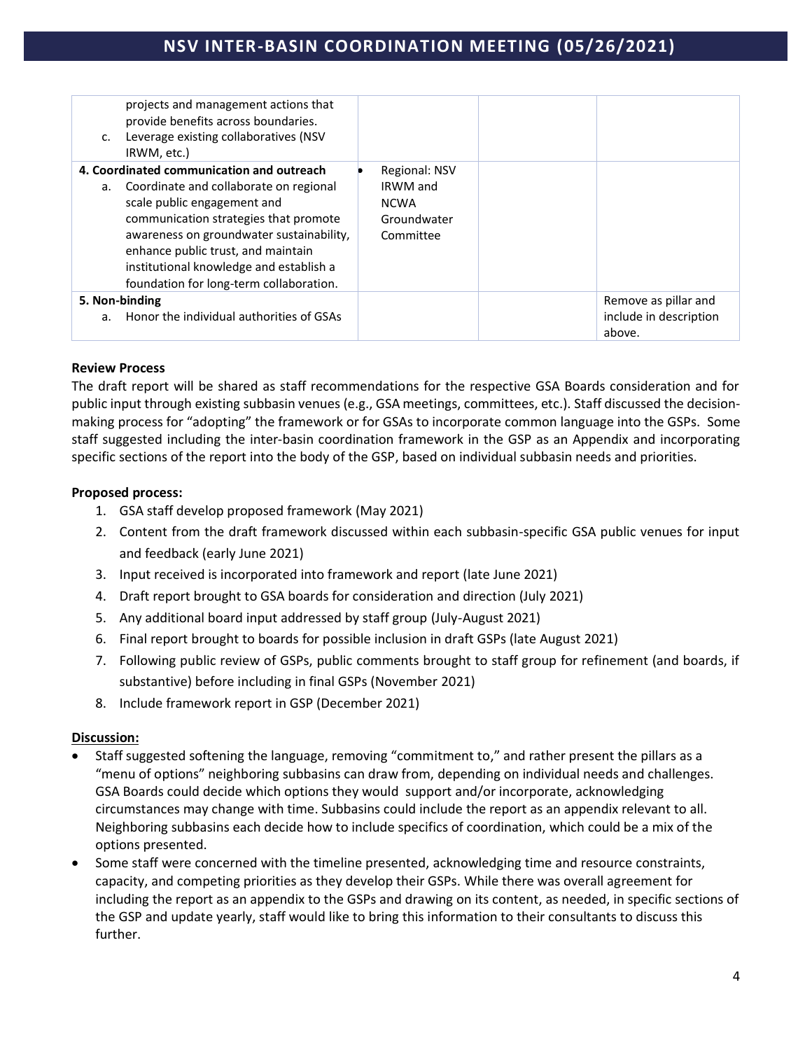| | | | |
|---|---|---|---|
| projects and management actions that provide benefits across boundaries.<br>c. Leverage existing collaboratives (NSV IRWM, etc.) | | | |
| **4. Coordinated communication and outreach**<br>a. Coordinate and collaborate on regional scale public engagement and communication strategies that promote awareness on groundwater sustainability, enhance public trust, and maintain institutional knowledge and establish a foundation for long-term collaboration. | • Regional: NSV IRWM and NCWA Groundwater Committee | | |
| **5. Non-binding**<br>a. Honor the individual authorities of GSAs | | | Remove as pillar and include in description above. |

**Review Process**

The draft report will be shared as staff recommendations for the respective GSA Boards consideration and for public input through existing subbasin venues (e.g., GSA meetings, committees, etc.). Staff discussed the decision-making process for "adopting" the framework or for GSAs to incorporate common language into the GSPs. Some staff suggested including the inter-basin coordination framework in the GSP as an Appendix and incorporating specific sections of the report into the body of the GSP, based on individual subbasin needs and priorities.

**Proposed process:**

1. GSA staff develop proposed framework (May 2021)
2. Content from the draft framework discussed within each subbasin-specific GSA public venues for input and feedback (early June 2021)
3. Input received is incorporated into framework and report (late June 2021)
4. Draft report brought to GSA boards for consideration and direction (July 2021)
5. Any additional board input addressed by staff group (July-August 2021)
6. Final report brought to boards for possible inclusion in draft GSPs (late August 2021)
7. Following public review of GSPs, public comments brought to staff group for refinement (and boards, if substantive) before including in final GSPs (November 2021)
8. Include framework report in GSP (December 2021)

**Discussion:**

- Staff suggested softening the language, removing "commitment to," and rather present the pillars as a "menu of options" neighboring subbasins can draw from, depending on individual needs and challenges. GSA Boards could decide which options they would support and/or incorporate, acknowledging circumstances may change with time. Subbasins could include the report as an appendix relevant to all. Neighboring subbasins each decide how to include specifics of coordination, which could be a mix of the options presented.
- Some staff were concerned with the timeline presented, acknowledging time and resource constraints, capacity, and competing priorities as they develop their GSPs. While there was overall agreement for including the report as an appendix to the GSPs and drawing on its content, as needed, in specific sections of the GSP and update yearly, staff would like to bring this information to their consultants to discuss this further.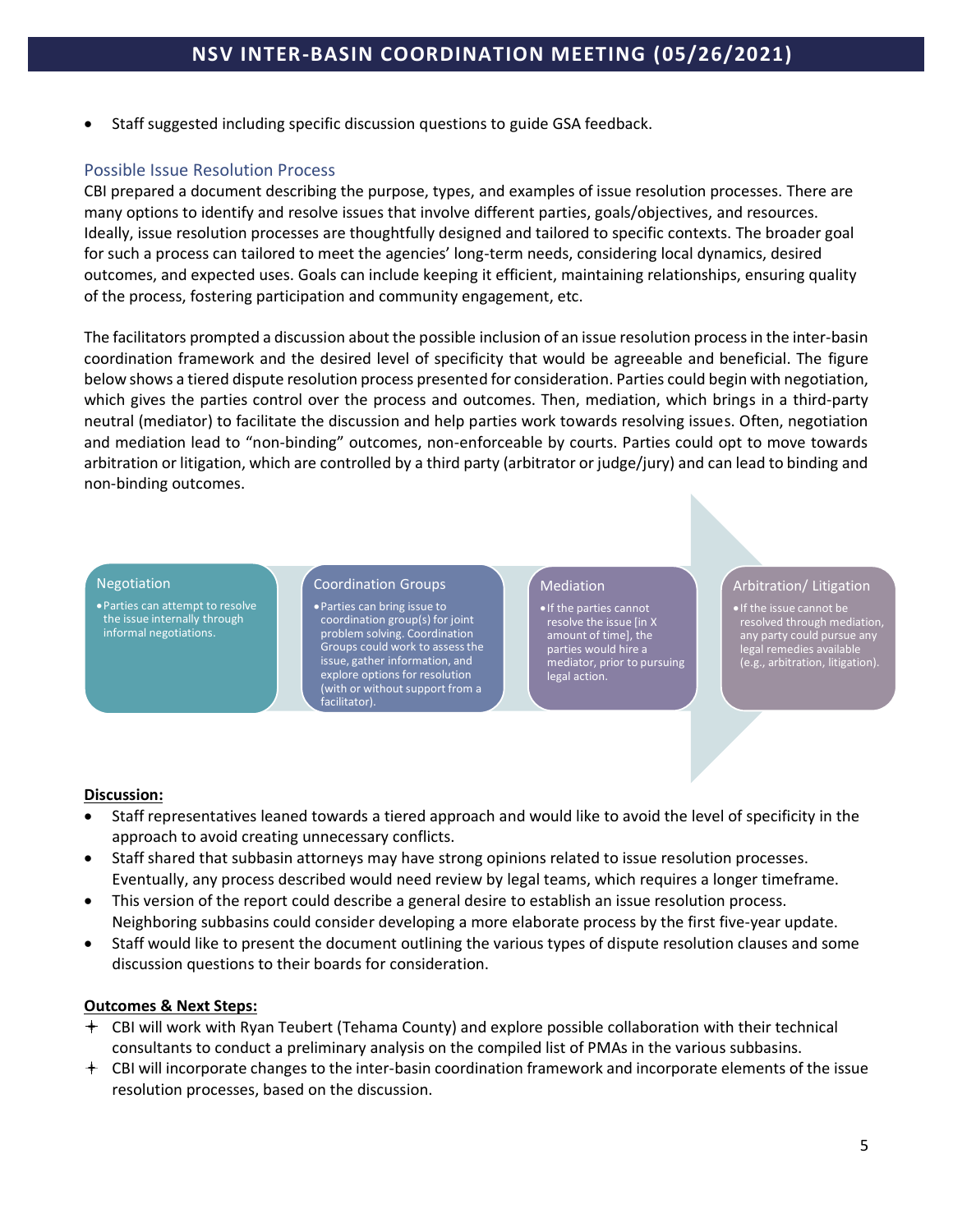- Staff suggested including specific discussion questions to guide GSA feedback.

### Possible Issue Resolution Process

CBI prepared a document describing the purpose, types, and examples of issue resolution processes. There are many options to identify and resolve issues that involve different parties, goals/objectives, and resources. Ideally, issue resolution processes are thoughtfully designed and tailored to specific contexts. The broader goal for such a process can tailored to meet the agencies' long-term needs, considering local dynamics, desired outcomes, and expected uses. Goals can include keeping it efficient, maintaining relationships, ensuring quality of the process, fostering participation and community engagement, etc.

The facilitators prompted a discussion about the possible inclusion of an issue resolution process in the inter-basin coordination framework and the desired level of specificity that would be agreeable and beneficial. The figure below shows a tiered dispute resolution process presented for consideration. Parties could begin with negotiation, which gives the parties control over the process and outcomes. Then, mediation, which brings in a third-party neutral (mediator) to facilitate the discussion and help parties work towards resolving issues. Often, negotiation and mediation lead to "non-binding" outcomes, non-enforceable by courts. Parties could opt to move towards arbitration or litigation, which are controlled by a third party (arbitrator or judge/jury) and can lead to binding and non-binding outcomes.

**Negotiation**
- Parties can attempt to resolve the issue internally through informal negotiations.

**Coordination Groups**
- Parties can bring issue to coordination group(s) for joint problem solving. Coordination Groups could work to assess the issue, gather information, and explore options for resolution (with or without support from a facilitator).

**Mediation**
- If the parties cannot resolve the issue [in X amount of time], the parties would hire a mediator, prior to pursuing legal action.

**Arbitration/ Litigation**
- If the issue cannot be resolved through mediation, any party could pursue any legal remedies available (e.g., arbitration, litigation).

**Discussion:**

- Staff representatives leaned towards a tiered approach and would like to avoid the level of specificity in the approach to avoid creating unnecessary conflicts.
- Staff shared that subbasin attorneys may have strong opinions related to issue resolution processes. Eventually, any process described would need review by legal teams, which requires a longer timeframe.
- This version of the report could describe a general desire to establish an issue resolution process. Neighboring subbasins could consider developing a more elaborate process by the first five-year update.
- Staff would like to present the document outlining the various types of dispute resolution clauses and some discussion questions to their boards for consideration.

**Outcomes & Next Steps:**

- CBI will work with Ryan Teubert (Tehama County) and explore possible collaboration with their technical consultants to conduct a preliminary analysis on the compiled list of PMAs in the various subbasins.
- CBI will incorporate changes to the inter-basin coordination framework and incorporate elements of the issue resolution processes, based on the discussion.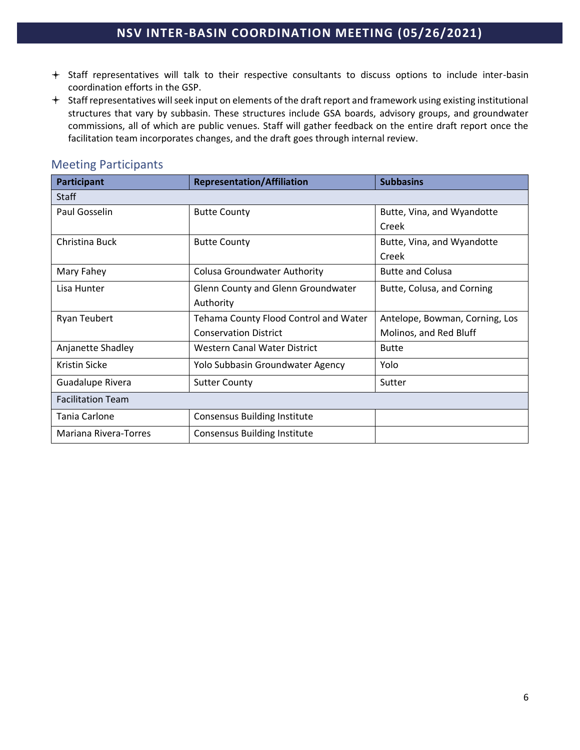- Staff representatives will talk to their respective consultants to discuss options to include inter-basin coordination efforts in the GSP.
- Staff representatives will seek input on elements of the draft report and framework using existing institutional structures that vary by subbasin. These structures include GSA boards, advisory groups, and groundwater commissions, all of which are public venues. Staff will gather feedback on the entire draft report once the facilitation team incorporates changes, and the draft goes through internal review.

## Meeting Participants

| Participant | Representation/Affiliation | Subbasins |
|---|---|---|
| Staff | | |
| Paul Gosselin | Butte County | Butte, Vina, and Wyandotte Creek |
| Christina Buck | Butte County | Butte, Vina, and Wyandotte Creek |
| Mary Fahey | Colusa Groundwater Authority | Butte and Colusa |
| Lisa Hunter | Glenn County and Glenn Groundwater Authority | Butte, Colusa, and Corning |
| Ryan Teubert | Tehama County Flood Control and Water Conservation District | Antelope, Bowman, Corning, Los Molinos, and Red Bluff |
| Anjanette Shadley | Western Canal Water District | Butte |
| Kristin Sicke | Yolo Subbasin Groundwater Agency | Yolo |
| Guadalupe Rivera | Sutter County | Sutter |
| Facilitation Team | | |
| Tania Carlone | Consensus Building Institute | |
| Mariana Rivera-Torres | Consensus Building Institute | |